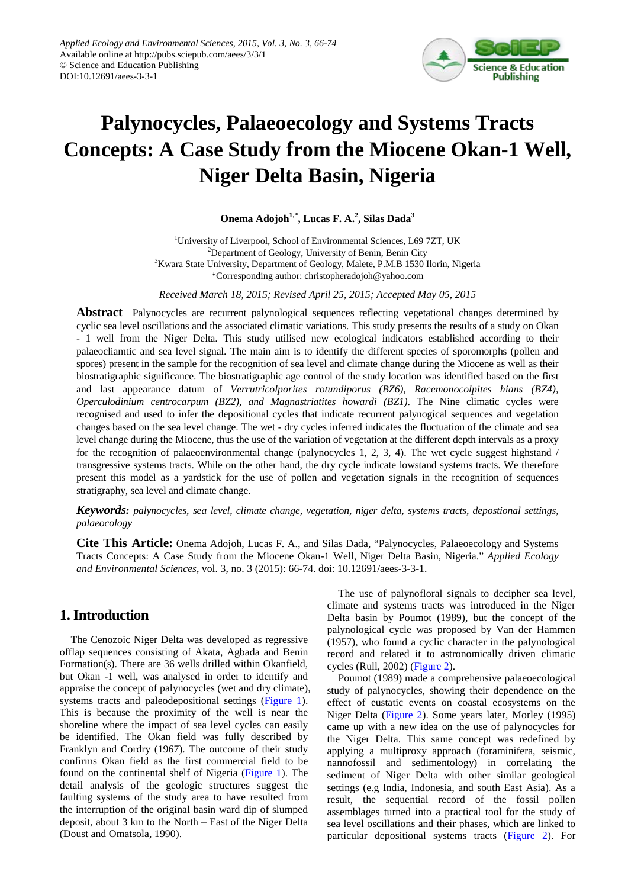# Palynocycles, Palaeoecology and Systems Tracts Concepts: A Case Study from the Miocene Okan-1 Well, Niger Delta Basin, Nigeria

**Onema Adojoh[1,*], Lucas F. A.[2], Silas Dada[3]**

[1]University of Liverpool, School of Environmental Sciences, L69 7ZT, UK
[2]Department of Geology, University of Benin, Benin City
[3]Kwara State University, Department of Geology, Malete, P.M.B 1530 Ilorin, Nigeria
*Corresponding author: christopheradojoh@yahoo.com

*Received March 18, 2015; Revised April 25, 2015; Accepted May 05, 2015*

**Abstract** Palynocycles are recurrent palynological sequences reflecting vegetational changes determined by cyclic sea level oscillations and the associated climatic variations. This study presents the results of a study on Okan - 1 well from the Niger Delta. This study utilised new ecological indicators established according to their palaeocliamtic and sea level signal. The main aim is to identify the different species of sporomorphs (pollen and spores) present in the sample for the recognition of sea level and climate change during the Miocene as well as their biostratigraphic significance. The biostratigraphic age control of the study location was identified based on the first and last appearance datum of *Verrutricolporites rotundiporus (BZ6), Racemonocolpites hians (BZ4), Operculodinium centrocarpum (BZ2), and Magnastriatites howardi (BZ1).* The Nine climatic cycles were recognised and used to infer the depositional cycles that indicate recurrent palynological sequences and vegetation changes based on the sea level change. The wet - dry cycles inferred indicates the fluctuation of the climate and sea level change during the Miocene, thus the use of the variation of vegetation at the different depth intervals as a proxy for the recognition of palaeoenvironmental change (palynocycles 1, 2, 3, 4). The wet cycle suggest highstand / transgressive systems tracts. While on the other hand, the dry cycle indicate lowstand systems tracts. We therefore present this model as a yardstick for the use of pollen and vegetation signals in the recognition of sequences stratigraphy, sea level and climate change.

***Keywords:*** *palynocycles, sea level, climate change, vegetation, niger delta, systems tracts, depostional settings, palaeocology*

**Cite This Article:** Onema Adojoh, Lucas F. A., and Silas Dada, "Palynocycles, Palaeoecology and Systems Tracts Concepts: A Case Study from the Miocene Okan-1 Well, Niger Delta Basin, Nigeria." *Applied Ecology and Environmental Sciences*, vol. 3, no. 3 (2015): 66-74. doi: 10.12691/aees-3-3-1.

## 1. Introduction

The Cenozoic Niger Delta was developed as regressive offlap sequences consisting of Akata, Agbada and Benin Formation(s). There are 36 wells drilled within Okanfield, but Okan -1 well, was analysed in order to identify and appraise the concept of palynocycles (wet and dry climate), systems tracts and paleodepositional settings (Figure 1). This is because the proximity of the well is near the shoreline where the impact of sea level cycles can easily be identified. The Okan field was fully described by Franklyn and Cordry (1967). The outcome of their study confirms Okan field as the first commercial field to be found on the continental shelf of Nigeria (Figure 1). The detail analysis of the geologic structures suggest the faulting systems of the study area to have resulted from the interruption of the original basin ward dip of slumped deposit, about 3 km to the North – East of the Niger Delta (Doust and Omatsola, 1990).

The use of palynofloral signals to decipher sea level, climate and systems tracts was introduced in the Niger Delta basin by Poumot (1989), but the concept of the palynological cycle was proposed by Van der Hammen (1957), who found a cyclic character in the palynological record and related it to astronomically driven climatic cycles (Rull, 2002) (Figure 2).

Poumot (1989) made a comprehensive palaeoecological study of palynocycles, showing their dependence on the effect of eustatic events on coastal ecosystems on the Niger Delta (Figure 2). Some years later, Morley (1995) came up with a new idea on the use of palynocycles for the Niger Delta. This same concept was redefined by applying a multiproxy approach (foraminifera, seismic, nannofossil and sedimentology) in correlating the sediment of Niger Delta with other similar geological settings (e.g India, Indonesia, and south East Asia). As a result, the sequential record of the fossil pollen assemblages turned into a practical tool for the study of sea level oscillations and their phases, which are linked to particular depositional systems tracts (Figure 2). For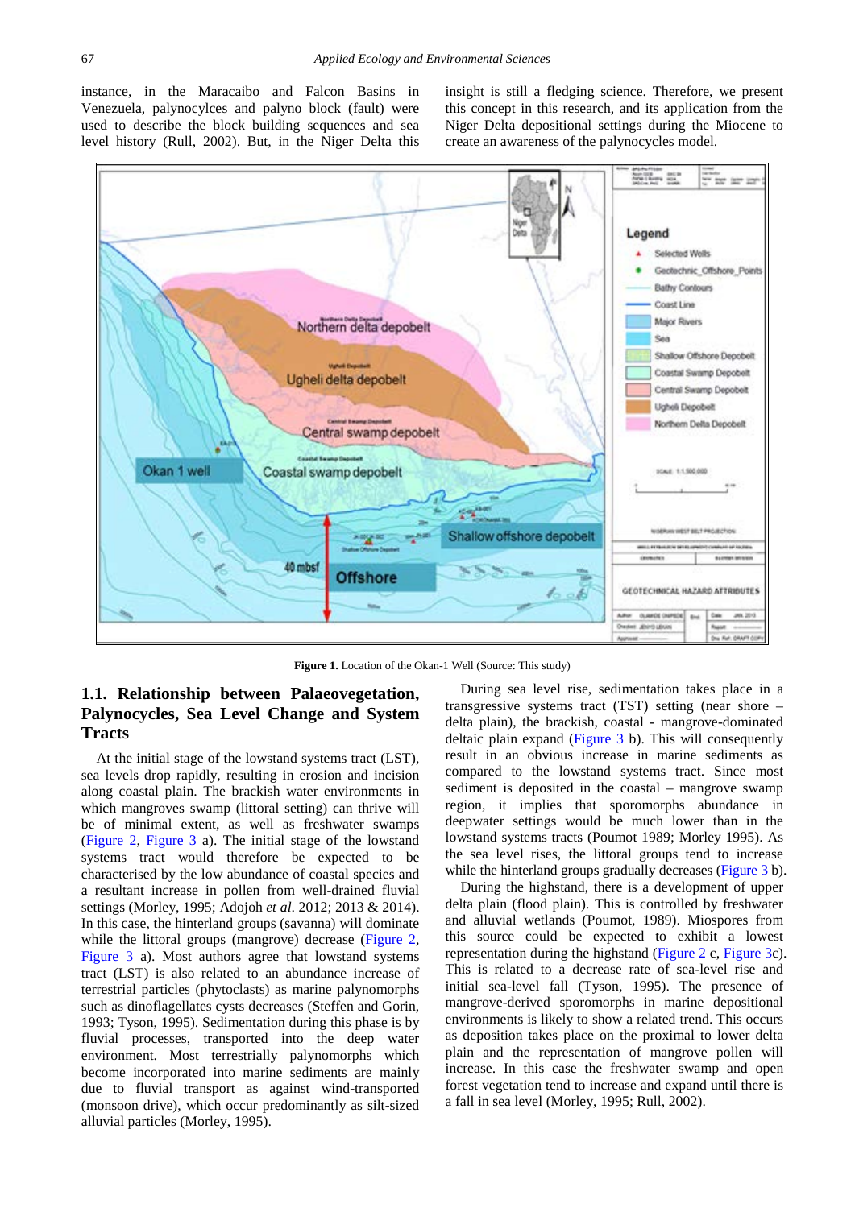instance, in the Maracaibo and Falcon Basins in Venezuela, palynocylces and palyno block (fault) were used to describe the block building sequences and sea level history (Rull, 2002). But, in the Niger Delta this insight is still a fledging science. Therefore, we present this concept in this research, and its application from the Niger Delta depositional settings during the Miocene to create an awareness of the palynocycles model.

**Figure 1.** Location of the Okan-1 Well (Source: This study)

## 1.1. Relationship between Palaeovegetation, Palynocycles, Sea Level Change and System Tracts

At the initial stage of the lowstand systems tract (LST), sea levels drop rapidly, resulting in erosion and incision along coastal plain. The brackish water environments in which mangroves swamp (littoral setting) can thrive will be of minimal extent, as well as freshwater swamps (Figure 2, Figure 3 a). The initial stage of the lowstand systems tract would therefore be expected to be characterised by the low abundance of coastal species and a resultant increase in pollen from well-drained fluvial settings (Morley, 1995; Adojoh *et al.* 2012; 2013 & 2014). In this case, the hinterland groups (savanna) will dominate while the littoral groups (mangrove) decrease (Figure 2, Figure 3 a). Most authors agree that lowstand systems tract (LST) is also related to an abundance increase of terrestrial particles (phytoclasts) as marine palynomorphs such as dinoflagellates cysts decreases (Steffen and Gorin, 1993; Tyson, 1995). Sedimentation during this phase is by fluvial processes, transported into the deep water environment. Most terrestrially palynomorphs which become incorporated into marine sediments are mainly due to fluvial transport as against wind-transported (monsoon drive), which occur predominantly as silt-sized alluvial particles (Morley, 1995).

During sea level rise, sedimentation takes place in a transgressive systems tract (TST) setting (near shore – delta plain), the brackish, coastal - mangrove-dominated deltaic plain expand (Figure 3 b). This will consequently result in an obvious increase in marine sediments as compared to the lowstand systems tract. Since most sediment is deposited in the coastal – mangrove swamp region, it implies that sporomorphs abundance in deepwater settings would be much lower than in the lowstand systems tracts (Poumot 1989; Morley 1995). As the sea level rises, the littoral groups tend to increase while the hinterland groups gradually decreases (Figure 3 b).

During the highstand, there is a development of upper delta plain (flood plain). This is controlled by freshwater and alluvial wetlands (Poumot, 1989). Miospores from this source could be expected to exhibit a lowest representation during the highstand (Figure 2 c, Figure 3c). This is related to a decrease rate of sea-level rise and initial sea-level fall (Tyson, 1995). The presence of mangrove-derived sporomorphs in marine depositional environments is likely to show a related trend. This occurs as deposition takes place on the proximal to lower delta plain and the representation of mangrove pollen will increase. In this case the freshwater swamp and open forest vegetation tend to increase and expand until there is a fall in sea level (Morley, 1995; Rull, 2002).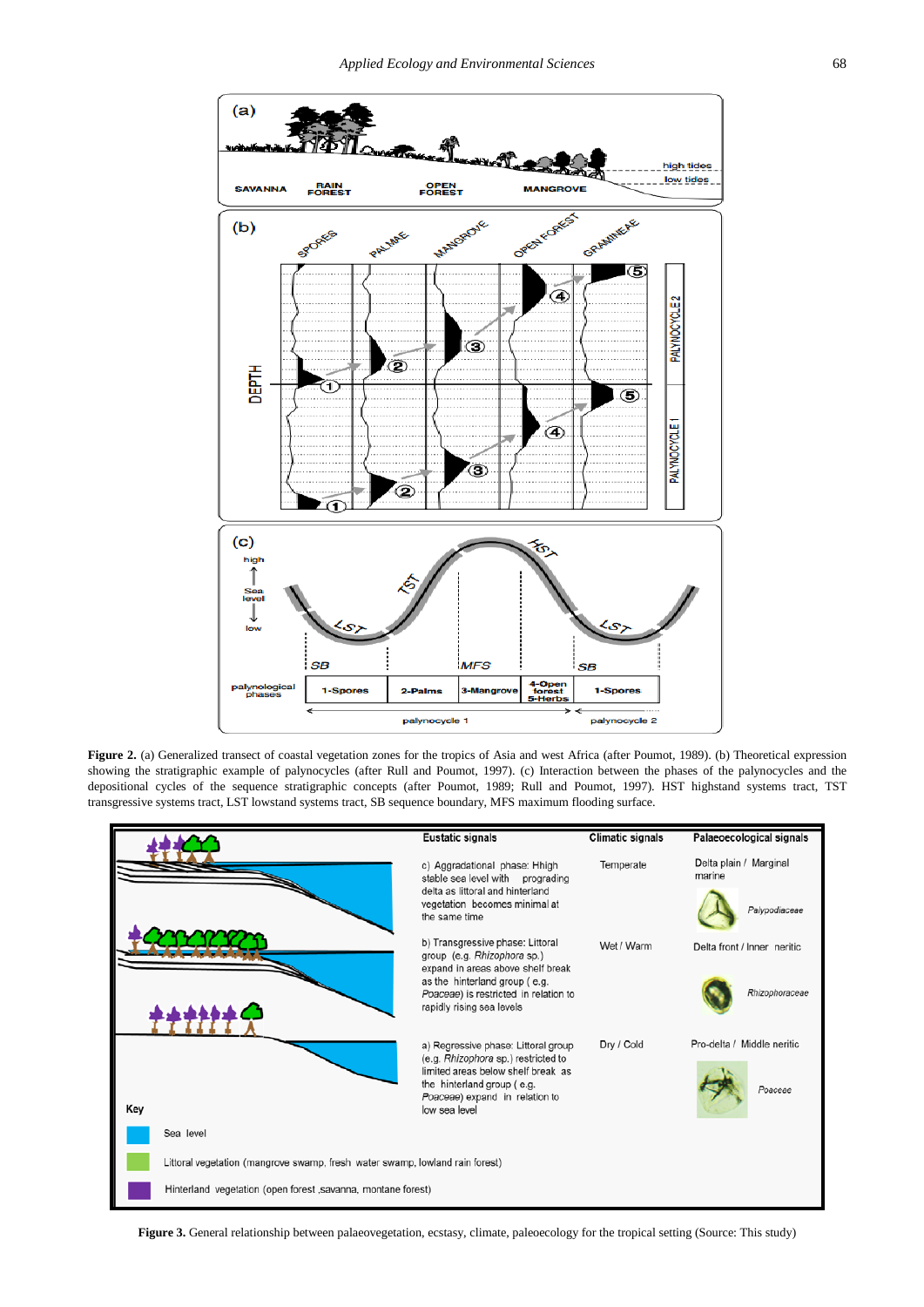**Figure 2.** (a) Generalized transect of coastal vegetation zones for the tropics of Asia and west Africa (after Poumot, 1989). (b) Theoretical expression showing the stratigraphic example of palynocycles (after Rull and Poumot, 1997). (c) Interaction between the phases of the palynocycles and the depositional cycles of the sequence stratigraphic concepts (after Poumot, 1989; Rull and Poumot, 1997). HST highstand systems tract, TST transgressive systems tract, LST lowstand systems tract, SB sequence boundary, MFS maximum flooding surface.

**Figure 3.** General relationship between palaeovegetation, ecstasy, climate, paleoecology for the tropical setting (Source: This study)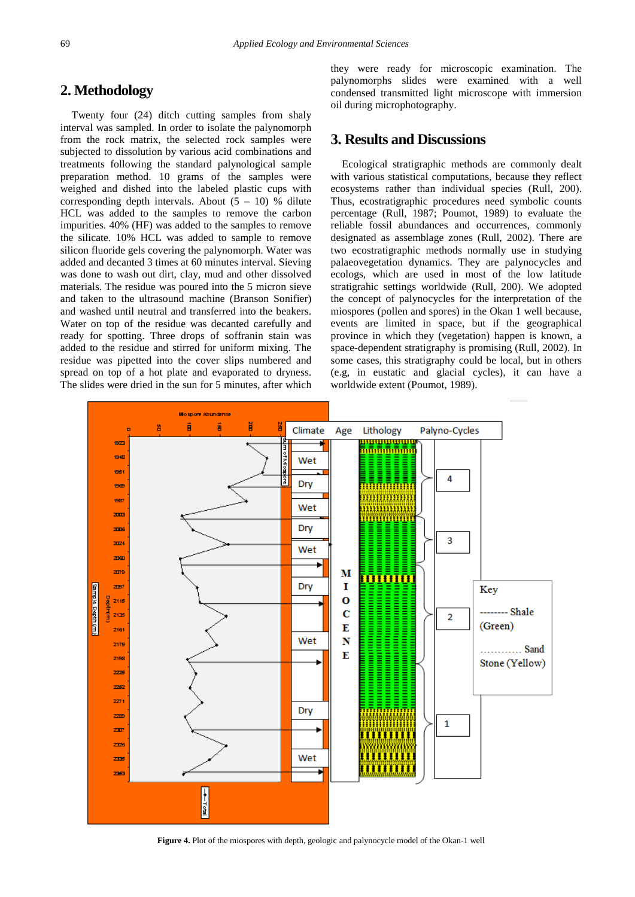## 2. Methodology

Twenty four (24) ditch cutting samples from shaly interval was sampled. In order to isolate the palynomorph from the rock matrix, the selected rock samples were subjected to dissolution by various acid combinations and treatments following the standard palynological sample preparation method. 10 grams of the samples were weighed and dished into the labeled plastic cups with corresponding depth intervals. About (5 – 10) % dilute HCL was added to the samples to remove the carbon impurities. 40% (HF) was added to the samples to remove the silicate. 10% HCL was added to sample to remove silicon fluoride gels covering the palynomorph. Water was added and decanted 3 times at 60 minutes interval. Sieving was done to wash out dirt, clay, mud and other dissolved materials. The residue was poured into the 5 micron sieve and taken to the ultrasound machine (Branson Sonifier) and washed until neutral and transferred into the beakers. Water on top of the residue was decanted carefully and ready for spotting. Three drops of soffranin stain was added to the residue and stirred for uniform mixing. The residue was pipetted into the cover slips numbered and spread on top of a hot plate and evaporated to dryness. The slides were dried in the sun for 5 minutes, after which they were ready for microscopic examination. The palynomorphs slides were examined with a well condensed transmitted light microscope with immersion oil during microphotography.

## 3. Results and Discussions

Ecological stratigraphic methods are commonly dealt with various statistical computations, because they reflect ecosystems rather than individual species (Rull, 200). Thus, ecostratigraphic procedures need symbolic counts percentage (Rull, 1987; Poumot, 1989) to evaluate the reliable fossil abundances and occurrences, commonly designated as assemblage zones (Rull, 2002). There are two ecostratigraphic methods normally use in studying palaeovegetation dynamics. They are palynocycles and ecologs, which are used in most of the low latitude stratigrahic settings worldwide (Rull, 200). We adopted the concept of palynocycles for the interpretation of the miospores (pollen and spores) in the Okan 1 well because, events are limited in space, but if the geographical province in which they (vegetation) happen is known, a space-dependent stratigraphy is promising (Rull, 2002). In some cases, this stratigraphy could be local, but in others (e.g, in eustatic and glacial cycles), it can have a worldwide extent (Poumot, 1989).

**Figure 4.** Plot of the miospores with depth, geologic and palynocycle model of the Okan-1 well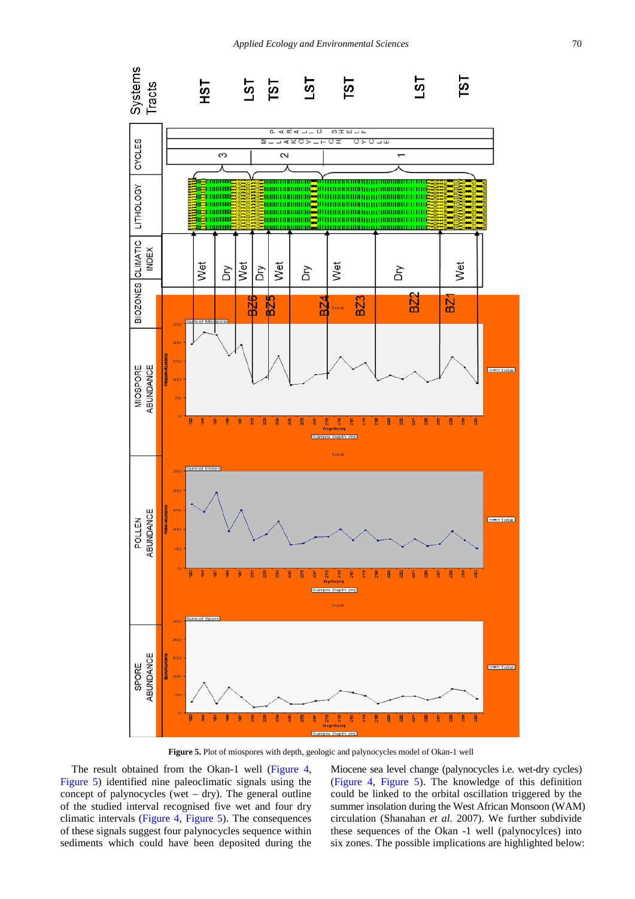**Figure 5.** Plot of miospores with depth, geologic and palynocycles model of Okan-1 well

The result obtained from the Okan-1 well (Figure 4, Figure 5) identified nine paleoclimatic signals using the concept of palynocycles (wet – dry). The general outline of the studied interval recognised five wet and four dry climatic intervals (Figure 4, Figure 5). The consequences of these signals suggest four palynocycles sequence within sediments which could have been deposited during the Miocene sea level change (palynocycles i.e. wet-dry cycles) (Figure 4, Figure 5). The knowledge of this definition could be linked to the orbital oscillation triggered by the summer insolation during the West African Monsoon (WAM) circulation (Shanahan *et al.* 2007). We further subdivide these sequences of the Okan -1 well (palynocylces) into six zones. The possible implications are highlighted below: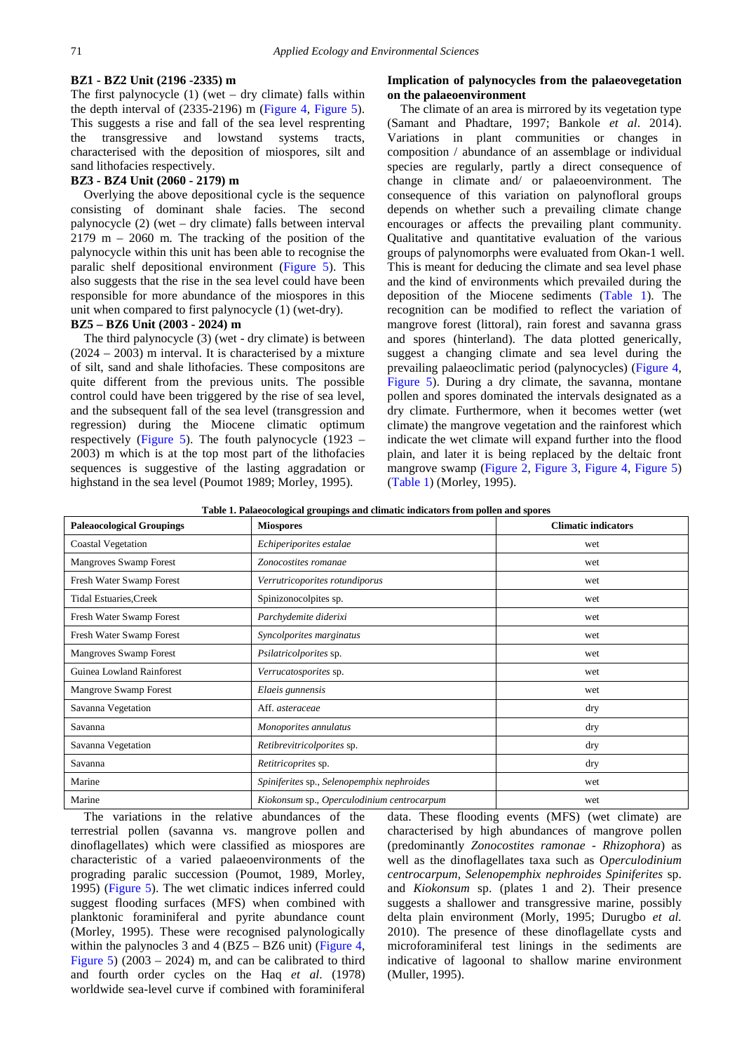### BZ1 - BZ2 Unit (2196 -2335) m

The first palynocycle (1) (wet – dry climate) falls within the depth interval of (2335-2196) m (Figure 4, Figure 5). This suggests a rise and fall of the sea level resprenting the transgressive and lowstand systems tracts, characterised with the deposition of miospores, silt and sand lithofacies respectively.

### BZ3 - BZ4 Unit (2060 - 2179) m

Overlying the above depositional cycle is the sequence consisting of dominant shale facies. The second palynocycle (2) (wet – dry climate) falls between interval 2179 m – 2060 m. The tracking of the position of the palynocycle within this unit has been able to recognise the paralic shelf depositional environment (Figure 5). This also suggests that the rise in the sea level could have been responsible for more abundance of the miospores in this unit when compared to first palynocycle (1) (wet-dry).

### BZ5 – BZ6 Unit (2003 - 2024) m

The third palynocycle (3) (wet - dry climate) is between (2024 – 2003) m interval. It is characterised by a mixture of silt, sand and shale lithofacies. These compositons are quite different from the previous units. The possible control could have been triggered by the rise of sea level, and the subsequent fall of the sea level (transgression and regression) during the Miocene climatic optimum respectively (Figure 5). The fouth palynocycle (1923 – 2003) m which is at the top most part of the lithofacies sequences is suggestive of the lasting aggradation or highstand in the sea level (Poumot 1989; Morley, 1995).

### Implication of palynocycles from the palaeovegetation on the palaeoenvironment

The climate of an area is mirrored by its vegetation type (Samant and Phadtare, 1997; Bankole *et al*. 2014). Variations in plant communities or changes in composition / abundance of an assemblage or individual species are regularly, partly a direct consequence of change in climate and/ or palaeoenvironment. The consequence of this variation on palynofloral groups depends on whether such a prevailing climate change encourages or affects the prevailing plant community. Qualitative and quantitative evaluation of the various groups of palynomorphs were evaluated from Okan-1 well. This is meant for deducing the climate and sea level phase and the kind of environments which prevailed during the deposition of the Miocene sediments (Table 1). The recognition can be modified to reflect the variation of mangrove forest (littoral), rain forest and savanna grass and spores (hinterland). The data plotted generically, suggest a changing climate and sea level during the prevailing palaeoclimatic period (palynocycles) (Figure 4, Figure 5). During a dry climate, the savanna, montane pollen and spores dominated the intervals designated as a dry climate. Furthermore, when it becomes wetter (wet climate) the mangrove vegetation and the rainforest which indicate the wet climate will expand further into the flood plain, and later it is being replaced by the deltaic front mangrove swamp (Figure 2, Figure 3, Figure 4, Figure 5) (Table 1) (Morley, 1995).

**Table 1. Palaeocological groupings and climatic indicators from pollen and spores**

| Paleaocological Groupings | Miospores | Climatic indicators |
|---|---|---|
| Coastal Vegetation | *Echiperiporites estalae* | wet |
| Mangroves Swamp Forest | *Zonocostites romanae* | wet |
| Fresh Water Swamp Forest | *Verrutricoporites rotundiporus* | wet |
| Tidal Estuaries,Creek | Spinizonocolpites sp. | wet |
| Fresh Water Swamp Forest | *Parchydemite diderixi* | wet |
| Fresh Water Swamp Forest | *Syncolporites marginatus* | wet |
| Mangroves Swamp Forest | *Psilatricolporites* sp. | wet |
| Guinea Lowland Rainforest | *Verrucatosporites* sp. | wet |
| Mangrove Swamp Forest | *Elaeis gunnensis* | wet |
| Savanna Vegetation | Aff. *asteraceae* | dry |
| Savanna | *Monoporites annulatus* | dry |
| Savanna Vegetation | *Retibrevitricolporites* sp. | dry |
| Savanna | *Retitricoprites* sp. | dry |
| Marine | *Spiniferites* sp., *Selenopemphix nephroides* | wet |
| Marine | *Kiokonsum* sp., *Operculodinium centrocarpum* | wet |

The variations in the relative abundances of the terrestrial pollen (savanna vs. mangrove pollen and dinoflagellates) which were classified as miospores are characteristic of a varied palaeoenvironments of the prograding paralic succession (Poumot, 1989, Morley, 1995) (Figure 5). The wet climatic indices inferred could suggest flooding surfaces (MFS) when combined with planktonic foraminiferal and pyrite abundance count (Morley, 1995). These were recognised palynologically within the palynocles 3 and 4 (BZ5 – BZ6 unit) (Figure 4, Figure 5) (2003 – 2024) m, and can be calibrated to third and fourth order cycles on the Haq *et al*. (1978) worldwide sea-level curve if combined with foraminiferal data. These flooding events (MFS) (wet climate) are characterised by high abundances of mangrove pollen (predominantly *Zonocostites ramonae - Rhizophora*) as well as the dinoflagellates taxa such as O*perculodinium centrocarpum, Selenopemphix nephroides Spiniferites* sp. and *Kiokonsum* sp. (plates 1 and 2). Their presence suggests a shallower and transgressive marine, possibly delta plain environment (Morly, 1995; Durugbo *et al.* 2010). The presence of these dinoflagellate cysts and microforaminiferal test linings in the sediments are indicative of lagoonal to shallow marine environment (Muller, 1995).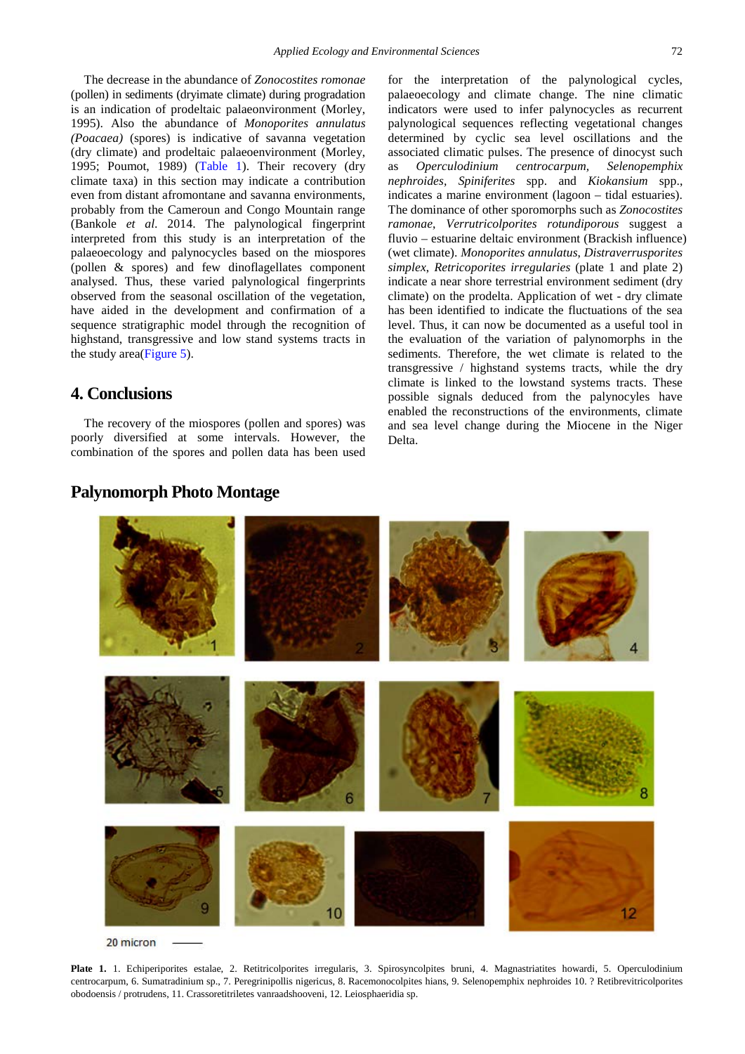The decrease in the abundance of *Zonocostites romonae* (pollen) in sediments (dryimate climate) during progradation is an indication of prodeltaic palaeonvironment (Morley, 1995). Also the abundance of *Monoporites annulatus (Poacaea)* (spores) is indicative of savanna vegetation (dry climate) and prodeltaic palaeoenvironment (Morley, 1995; Poumot, 1989) (Table 1). Their recovery (dry climate taxa) in this section may indicate a contribution even from distant afromontane and savanna environments, probably from the Cameroun and Congo Mountain range (Bankole *et al*. 2014. The palynological fingerprint interpreted from this study is an interpretation of the palaeoecology and palynocycles based on the miospores (pollen & spores) and few dinoflagellates component analysed. Thus, these varied palynological fingerprints observed from the seasonal oscillation of the vegetation, have aided in the development and confirmation of a sequence stratigraphic model through the recognition of highstand, transgressive and low stand systems tracts in the study area(Figure 5).

## 4. Conclusions

The recovery of the miospores (pollen and spores) was poorly diversified at some intervals. However, the combination of the spores and pollen data has been used for the interpretation of the palynological cycles, palaeoecology and climate change. The nine climatic indicators were used to infer palynocycles as recurrent palynological sequences reflecting vegetational changes determined by cyclic sea level oscillations and the associated climatic pulses. The presence of dinocyst such as *Operculodinium centrocarpum*, *Selenopemphix nephroides*, *Spiniferites* spp. and *Kiokansium* spp., indicates a marine environment (lagoon – tidal estuaries). The dominance of other sporomorphs such as *Zonocostites ramonae*, *Verrutricolporites rotundiporous* suggest a fluvio – estuarine deltaic environment (Brackish influence) (wet climate). *Monoporites annulatus*, *Distraverrusporites simplex*, *Retricoporites irregulares* (plate 1 and plate 2) indicate a near shore terrestrial environment sediment (dry climate) on the prodelta. Application of wet - dry climate has been identified to indicate the fluctuations of the sea level. Thus, it can now be documented as a useful tool in the evaluation of the variation of palynomorphs in the sediments. Therefore, the wet climate is related to the transgressive / highstand systems tracts, while the dry climate is linked to the lowstand systems tracts. These possible signals deduced from the palynocycles have enabled the reconstructions of the environments, climate and sea level change during the Miocene in the Niger Delta.

## Palynomorph Photo Montage

20 micron

**Plate 1.** 1. Echiperiporites estalae, 2. Retitricolporites irregularis, 3. Spirosyncolpites bruni, 4. Magnastriatites howardi, 5. Operculodinium centrocarpum, 6. Sumatradinium sp., 7. Peregrinipollis nigericus, 8. Racemonocolpites hians, 9. Selenopemphix nephroides 10. ? Retibrevitricolporites obodoensis / protrudens, 11. Crassoretitriletes vanraadshooveni, 12. Leiosphaeridia sp.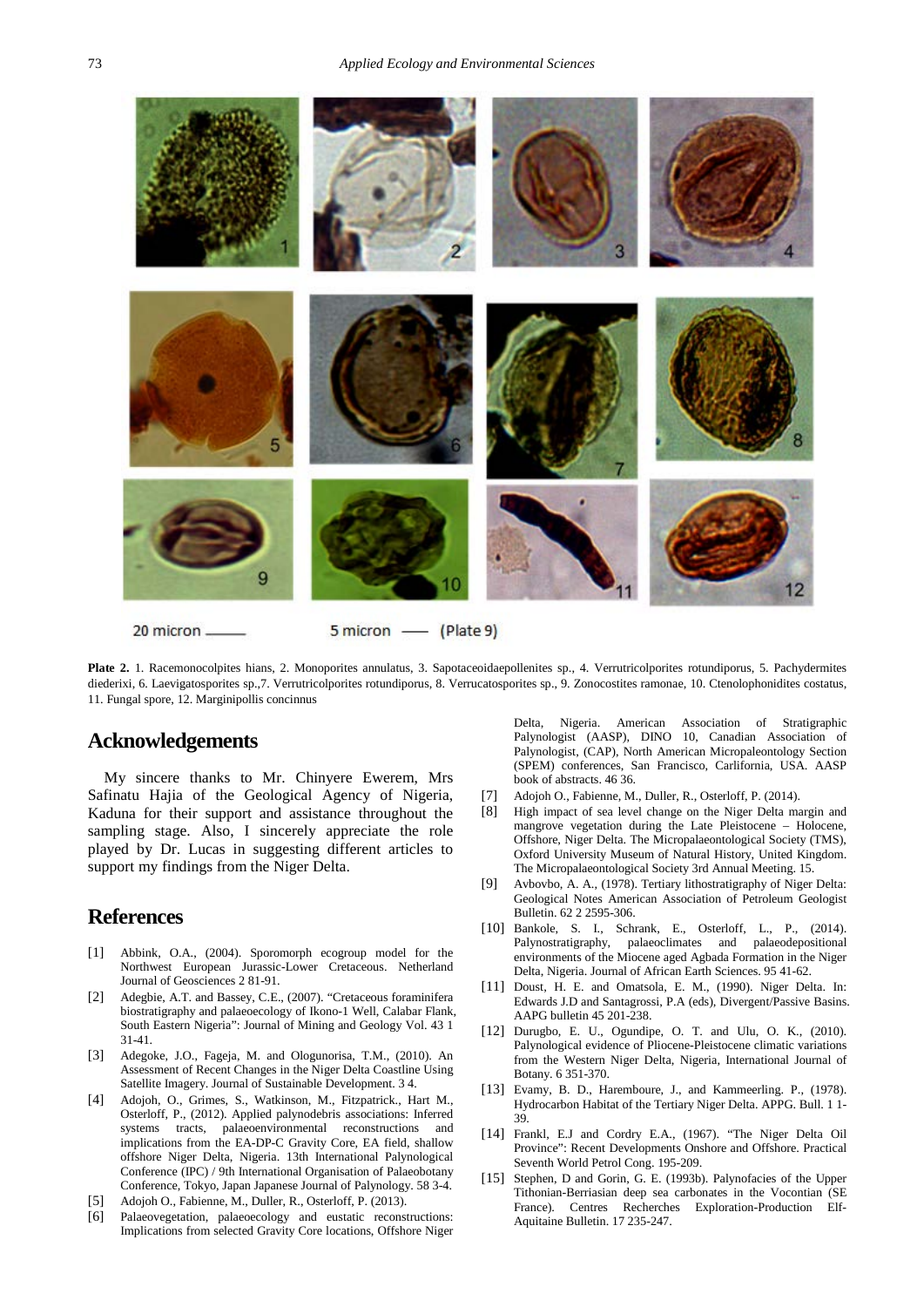20 micron ——— 5 micron —— (Plate 9)

**Plate 2.** 1. Racemonocolpites hians, 2. Monoporites annulatus, 3. Sapotaceoidaepollenites sp., 4. Verrutricolporites rotundiporus, 5. Pachydermites diederixi, 6. Laevigatosporites sp.,7. Verrutricolporites rotundiporus, 8. Verrucatosporites sp., 9. Zonocostites ramonae, 10. Ctenolophonidites costatus, 11. Fungal spore, 12. Marginipollis concinnus

## Acknowledgements

My sincere thanks to Mr. Chinyere Ewerem, Mrs Safinatu Hajia of the Geological Agency of Nigeria, Kaduna for their support and assistance throughout the sampling stage. Also, I sincerely appreciate the role played by Dr. Lucas in suggesting different articles to support my findings from the Niger Delta.

## References

[1] Abbink, O.A., (2004). Sporomorph ecogroup model for the Northwest European Jurassic-Lower Cretaceous. Netherland Journal of Geosciences 2 81-91.

[2] Adegbie, A.T. and Bassey, C.E., (2007). "Cretaceous foraminifera biostratigraphy and palaeoecology of Ikono-1 Well, Calabar Flank, South Eastern Nigeria": Journal of Mining and Geology Vol. 43 1 31-41.

[3] Adegoke, J.O., Fageja, M. and Ologunorisa, T.M., (2010). An Assessment of Recent Changes in the Niger Delta Coastline Using Satellite Imagery. Journal of Sustainable Development. 3 4.

[4] Adojoh, O., Grimes, S., Watkinson, M., Fitzpatrick., Hart M., Osterloff, P., (2012). Applied palynodebris associations: Inferred systems tracts, palaeoenvironmental reconstructions and implications from the EA-DP-C Gravity Core, EA field, shallow offshore Niger Delta, Nigeria. 13th International Palynological Conference (IPC) / 9th International Organisation of Palaeobotany Conference, Tokyo, Japan Japanese Journal of Palynology. 58 3-4.

[5] Adojoh O., Fabienne, M., Duller, R., Osterloff, P. (2013).

[6] Palaeovegetation, palaeoecology and eustatic reconstructions: Implications from selected Gravity Core locations, Offshore Niger Delta, Nigeria. American Association of Stratigraphic Palynologist (AASP), DINO 10, Canadian Association of Palynologist, (CAP), North American Micropalaeontology Section (SPEM) conferences, San Francisco, Carlifornia, USA. AASP book of abstracts. 46 36.

[7] Adojoh O., Fabienne, M., Duller, R., Osterloff, P. (2014).

[8] High impact of sea level change on the Niger Delta margin and mangrove vegetation during the Late Pleistocene – Holocene, Offshore, Niger Delta. The Micropalaeontological Society (TMS), Oxford University Museum of Natural History, United Kingdom. The Micropalaeontological Society 3rd Annual Meeting. 15.

[9] Avbovbo, A. A., (1978). Tertiary lithostratigraphy of Niger Delta: Geological Notes American Association of Petroleum Geologist Bulletin. 62 2 2595-306.

[10] Bankole, S. I., Schrank, E., Osterloff, L., P., (2014). Palynostratigraphy, palaeoclimates and palaeodepositional environments of the Miocene aged Agbada Formation in the Niger Delta, Nigeria. Journal of African Earth Sciences. 95 41-62.

[11] Doust, H. E. and Omatsola, E. M., (1990). Niger Delta. In: Edwards J.D and Santagrossi, P.A (eds), Divergent/Passive Basins. AAPG bulletin 45 201-238.

[12] Durugbo, E. U., Ogundipe, O. T. and Ulu, O. K., (2010). Palynological evidence of Pliocene-Pleistocene climatic variations from the Western Niger Delta, Nigeria, International Journal of Botany. 6 351-370.

[13] Evamy, B. D., Haremboure, J., and Kammeerling. P., (1978). Hydrocarbon Habitat of the Tertiary Niger Delta. APPG. Bull. 1 1-39.

[14] Frankl, E.J and Cordry E.A., (1967). "The Niger Delta Oil Province": Recent Developments Onshore and Offshore. Practical Seventh World Petrol Cong. 195-209.

[15] Stephen, D and Gorin, G. E. (1993b). Palynofacies of the Upper Tithonian-Berriasian deep sea carbonates in the Vocontian (SE France). Centres Recherches Exploration-Production Elf-Aquitaine Bulletin. 17 235-247.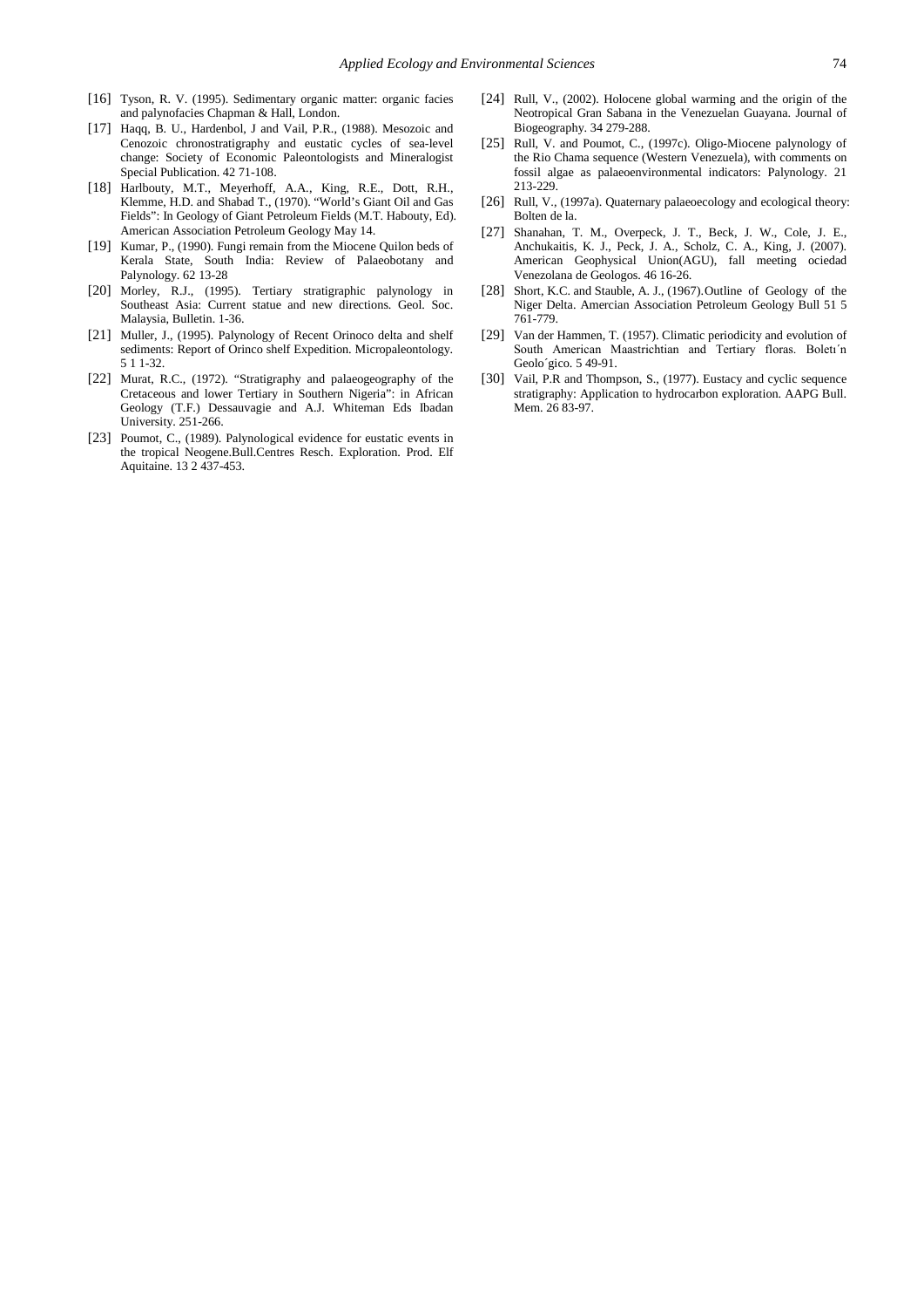[16] Tyson, R. V. (1995). Sedimentary organic matter: organic facies and palynofacies Chapman & Hall, London.

[17] Haqq, B. U., Hardenbol, J and Vail, P.R., (1988). Mesozoic and Cenozoic chronostratigraphy and eustatic cycles of sea-level change: Society of Economic Paleontologists and Mineralogist Special Publication. 42 71-108.

[18] Harlbouty, M.T., Meyerhoff, A.A., King, R.E., Dott, R.H., Klemme, H.D. and Shabad T., (1970). "World's Giant Oil and Gas Fields": In Geology of Giant Petroleum Fields (M.T. Habouty, Ed). American Association Petroleum Geology May 14.

[19] Kumar, P., (1990). Fungi remain from the Miocene Quilon beds of Kerala State, South India: Review of Palaeobotany and Palynology. 62 13-28

[20] Morley, R.J., (1995). Tertiary stratigraphic palynology in Southeast Asia: Current statue and new directions. Geol. Soc. Malaysia, Bulletin. 1-36.

[21] Muller, J., (1995). Palynology of Recent Orinoco delta and shelf sediments: Report of Orinco shelf Expedition. Micropaleontology. 5 1 1-32.

[22] Murat, R.C., (1972). "Stratigraphy and palaeogeography of the Cretaceous and lower Tertiary in Southern Nigeria": in African Geology (T.F.) Dessauvagie and A.J. Whiteman Eds Ibadan University. 251-266.

[23] Poumot, C., (1989). Palynological evidence for eustatic events in the tropical Neogene.Bull.Centres Resch. Exploration. Prod. Elf Aquitaine. 13 2 437-453.

[24] Rull, V., (2002). Holocene global warming and the origin of the Neotropical Gran Sabana in the Venezuelan Guayana. Journal of Biogeography. 34 279-288.

[25] Rull, V. and Poumot, C., (1997c). Oligo-Miocene palynology of the Rio Chama sequence (Western Venezuela), with comments on fossil algae as palaeoenvironmental indicators: Palynology. 21 213-229.

[26] Rull, V., (1997a). Quaternary palaeoecology and ecological theory: Bolten de la.

[27] Shanahan, T. M., Overpeck, J. T., Beck, J. W., Cole, J. E., Anchukaitis, K. J., Peck, J. A., Scholz, C. A., King, J. (2007). American Geophysical Union(AGU), fall meeting ociedad Venezolana de Geologos. 46 16-26.

[28] Short, K.C. and Stauble, A. J., (1967).Outline of Geology of the Niger Delta. Amercian Association Petroleum Geology Bull 51 5 761-779.

[29] Van der Hammen, T. (1957). Climatic periodicity and evolution of South American Maastrichtian and Tertiary floras. Boletı´n Geolo´gico. 5 49-91.

[30] Vail, P.R and Thompson, S., (1977). Eustacy and cyclic sequence stratigraphy: Application to hydrocarbon exploration. AAPG Bull. Mem. 26 83-97.